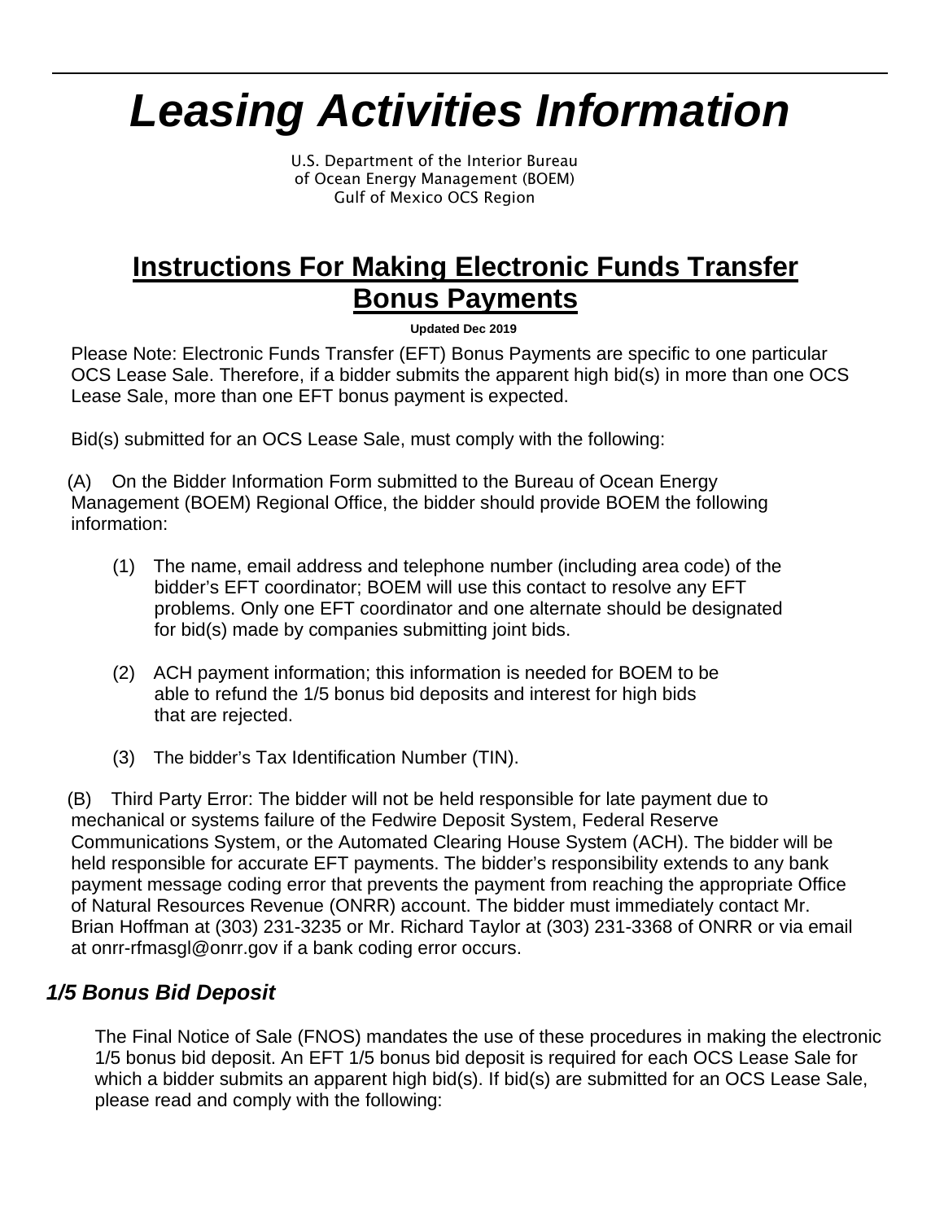# *Leasing Activities Information*

U.S. Department of the Interior Bureau
of Ocean Energy Management (BOEM)
Gulf of Mexico OCS Region

## Instructions For Making Electronic Funds Transfer Bonus Payments

**Updated Dec 2019**

Please Note: Electronic Funds Transfer (EFT) Bonus Payments are specific to one particular OCS Lease Sale. Therefore, if a bidder submits the apparent high bid(s) in more than one OCS Lease Sale, more than one EFT bonus payment is expected.

Bid(s) submitted for an OCS Lease Sale, must comply with the following:

(A) On the Bidder Information Form submitted to the Bureau of Ocean Energy Management (BOEM) Regional Office, the bidder should provide BOEM the following information:

(1) The name, email address and telephone number (including area code) of the bidder's EFT coordinator; BOEM will use this contact to resolve any EFT problems. Only one EFT coordinator and one alternate should be designated for bid(s) made by companies submitting joint bids.

(2) ACH payment information; this information is needed for BOEM to be able to refund the 1/5 bonus bid deposits and interest for high bids that are rejected.

(3) The bidder's Tax Identification Number (TIN).

(B) Third Party Error: The bidder will not be held responsible for late payment due to mechanical or systems failure of the Fedwire Deposit System, Federal Reserve Communications System, or the Automated Clearing House System (ACH). The bidder will be held responsible for accurate EFT payments. The bidder's responsibility extends to any bank payment message coding error that prevents the payment from reaching the appropriate Office of Natural Resources Revenue (ONRR) account. The bidder must immediately contact Mr. Brian Hoffman at (303) 231-3235 or Mr. Richard Taylor at (303) 231-3368 of ONRR or via email at onrr-rfmasgl@onrr.gov if a bank coding error occurs.

### *1/5 Bonus Bid Deposit*

The Final Notice of Sale (FNOS) mandates the use of these procedures in making the electronic 1/5 bonus bid deposit. An EFT 1/5 bonus bid deposit is required for each OCS Lease Sale for which a bidder submits an apparent high bid(s). If bid(s) are submitted for an OCS Lease Sale, please read and comply with the following: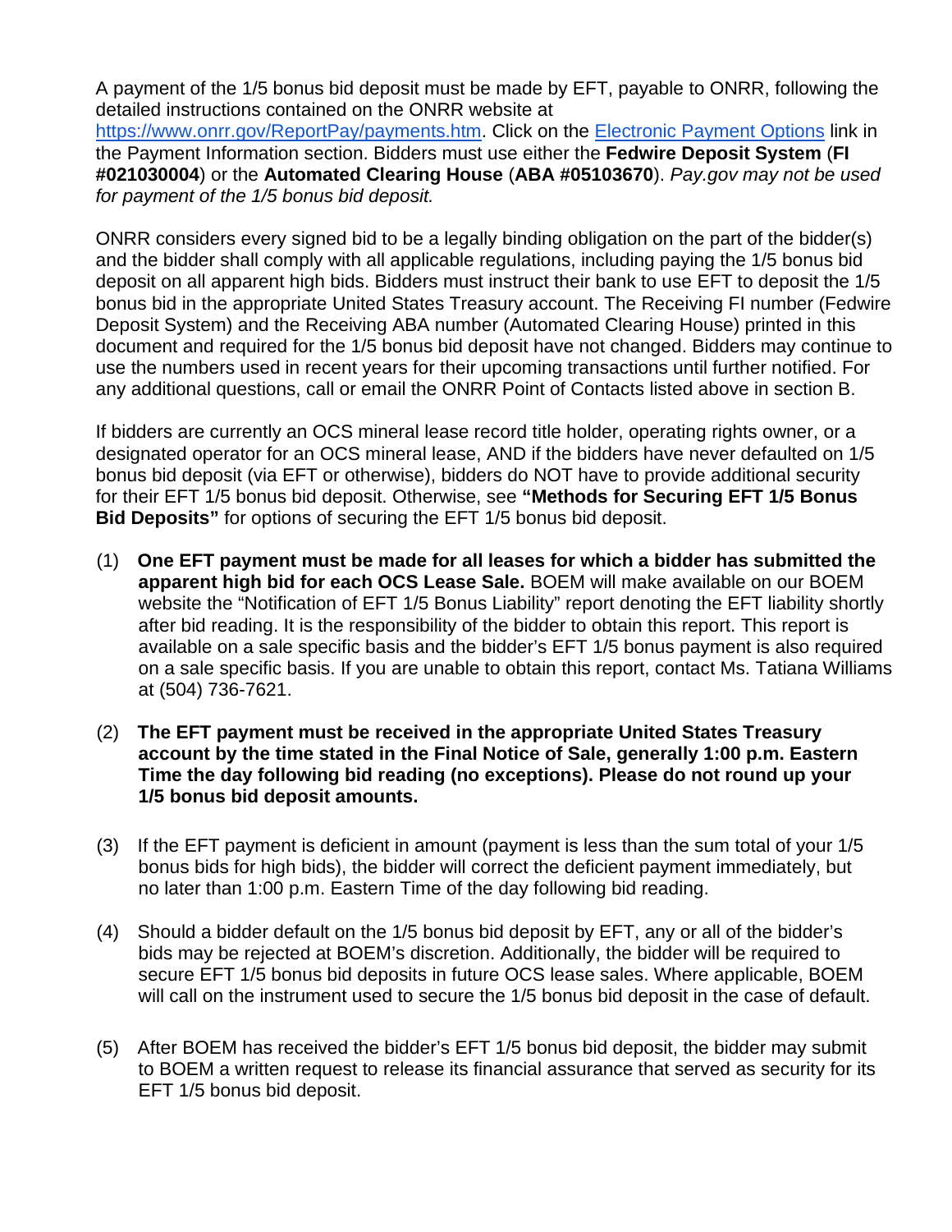A payment of the 1/5 bonus bid deposit must be made by EFT, payable to ONRR, following the detailed instructions contained on the ONRR website at [https://www.onrr.gov/ReportPay/payments.htm](https://www.onrr.gov/ReportPay/payments.htm). Click on the [Electronic Payment Options](https://www.onrr.gov/ReportPay/payments.htm) link in the Payment Information section. Bidders must use either the **Fedwire Deposit System** (**FI #021030004**) or the **Automated Clearing House** (**ABA #05103670**). *Pay.gov may not be used for payment of the 1/5 bonus bid deposit.*

ONRR considers every signed bid to be a legally binding obligation on the part of the bidder(s) and the bidder shall comply with all applicable regulations, including paying the 1/5 bonus bid deposit on all apparent high bids. Bidders must instruct their bank to use EFT to deposit the 1/5 bonus bid in the appropriate United States Treasury account. The Receiving FI number (Fedwire Deposit System) and the Receiving ABA number (Automated Clearing House) printed in this document and required for the 1/5 bonus bid deposit have not changed. Bidders may continue to use the numbers used in recent years for their upcoming transactions until further notified. For any additional questions, call or email the ONRR Point of Contacts listed above in section B.

If bidders are currently an OCS mineral lease record title holder, operating rights owner, or a designated operator for an OCS mineral lease, AND if the bidders have never defaulted on 1/5 bonus bid deposit (via EFT or otherwise), bidders do NOT have to provide additional security for their EFT 1/5 bonus bid deposit. Otherwise, see **"Methods for Securing EFT 1/5 Bonus Bid Deposits"** for options of securing the EFT 1/5 bonus bid deposit.

(1) **One EFT payment must be made for all leases for which a bidder has submitted the apparent high bid for each OCS Lease Sale.** BOEM will make available on our BOEM website the "Notification of EFT 1/5 Bonus Liability" report denoting the EFT liability shortly after bid reading. It is the responsibility of the bidder to obtain this report. This report is available on a sale specific basis and the bidder's EFT 1/5 bonus payment is also required on a sale specific basis. If you are unable to obtain this report, contact Ms. Tatiana Williams at (504) 736-7621.

(2) **The EFT payment must be received in the appropriate United States Treasury account by the time stated in the Final Notice of Sale, generally 1:00 p.m. Eastern Time the day following bid reading (no exceptions). Please do not round up your 1/5 bonus bid deposit amounts.**

(3) If the EFT payment is deficient in amount (payment is less than the sum total of your 1/5 bonus bids for high bids), the bidder will correct the deficient payment immediately, but no later than 1:00 p.m. Eastern Time of the day following bid reading.

(4) Should a bidder default on the 1/5 bonus bid deposit by EFT, any or all of the bidder's bids may be rejected at BOEM's discretion. Additionally, the bidder will be required to secure EFT 1/5 bonus bid deposits in future OCS lease sales. Where applicable, BOEM will call on the instrument used to secure the 1/5 bonus bid deposit in the case of default.

(5) After BOEM has received the bidder's EFT 1/5 bonus bid deposit, the bidder may submit to BOEM a written request to release its financial assurance that served as security for its EFT 1/5 bonus bid deposit.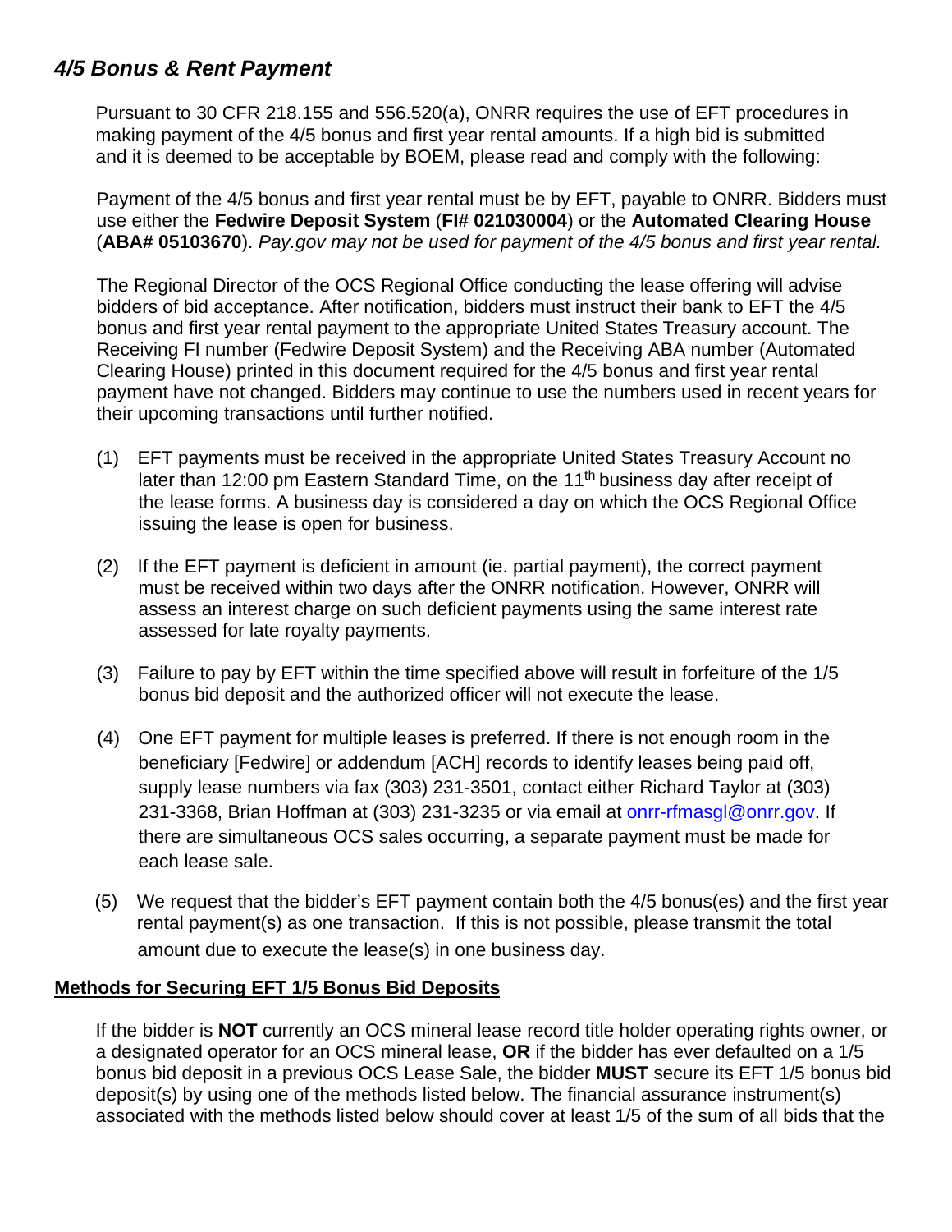## *4/5 Bonus & Rent Payment*

Pursuant to 30 CFR 218.155 and 556.520(a), ONRR requires the use of EFT procedures in making payment of the 4/5 bonus and first year rental amounts. If a high bid is submitted and it is deemed to be acceptable by BOEM, please read and comply with the following:

Payment of the 4/5 bonus and first year rental must be by EFT, payable to ONRR. Bidders must use either the **Fedwire Deposit System** (**FI# 021030004**) or the **Automated Clearing House** (**ABA# 05103670**). *Pay.gov may not be used for payment of the 4/5 bonus and first year rental.*

The Regional Director of the OCS Regional Office conducting the lease offering will advise bidders of bid acceptance. After notification, bidders must instruct their bank to EFT the 4/5 bonus and first year rental payment to the appropriate United States Treasury account. The Receiving FI number (Fedwire Deposit System) and the Receiving ABA number (Automated Clearing House) printed in this document required for the 4/5 bonus and first year rental payment have not changed. Bidders may continue to use the numbers used in recent years for their upcoming transactions until further notified.

(1) EFT payments must be received in the appropriate United States Treasury Account no later than 12:00 pm Eastern Standard Time, on the 11th business day after receipt of the lease forms. A business day is considered a day on which the OCS Regional Office issuing the lease is open for business.

(2) If the EFT payment is deficient in amount (ie. partial payment), the correct payment must be received within two days after the ONRR notification. However, ONRR will assess an interest charge on such deficient payments using the same interest rate assessed for late royalty payments.

(3) Failure to pay by EFT within the time specified above will result in forfeiture of the 1/5 bonus bid deposit and the authorized officer will not execute the lease.

(4) One EFT payment for multiple leases is preferred. If there is not enough room in the beneficiary [Fedwire] or addendum [ACH] records to identify leases being paid off, supply lease numbers via fax (303) 231-3501, contact either Richard Taylor at (303) 231-3368, Brian Hoffman at (303) 231-3235 or via email at onrr-rfmasgl@onrr.gov. If there are simultaneous OCS sales occurring, a separate payment must be made for each lease sale.

(5) We request that the bidder's EFT payment contain both the 4/5 bonus(es) and the first year rental payment(s) as one transaction. If this is not possible, please transmit the total amount due to execute the lease(s) in one business day.

**Methods for Securing EFT 1/5 Bonus Bid Deposits**

If the bidder is **NOT** currently an OCS mineral lease record title holder operating rights owner, or a designated operator for an OCS mineral lease, **OR** if the bidder has ever defaulted on a 1/5 bonus bid deposit in a previous OCS Lease Sale, the bidder **MUST** secure its EFT 1/5 bonus bid deposit(s) by using one of the methods listed below. The financial assurance instrument(s) associated with the methods listed below should cover at least 1/5 of the sum of all bids that the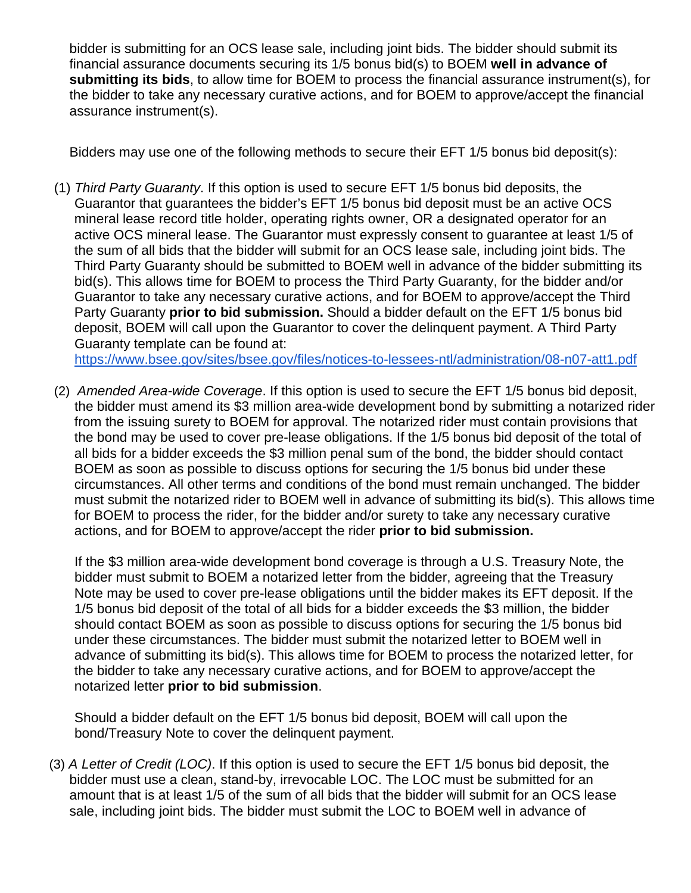bidder is submitting for an OCS lease sale, including joint bids. The bidder should submit its financial assurance documents securing its 1/5 bonus bid(s) to BOEM **well in advance of submitting its bids**, to allow time for BOEM to process the financial assurance instrument(s), for the bidder to take any necessary curative actions, and for BOEM to approve/accept the financial assurance instrument(s).

Bidders may use one of the following methods to secure their EFT 1/5 bonus bid deposit(s):

(1) *Third Party Guaranty*. If this option is used to secure EFT 1/5 bonus bid deposits, the Guarantor that guarantees the bidder's EFT 1/5 bonus bid deposit must be an active OCS mineral lease record title holder, operating rights owner, OR a designated operator for an active OCS mineral lease. The Guarantor must expressly consent to guarantee at least 1/5 of the sum of all bids that the bidder will submit for an OCS lease sale, including joint bids. The Third Party Guaranty should be submitted to BOEM well in advance of the bidder submitting its bid(s). This allows time for BOEM to process the Third Party Guaranty, for the bidder and/or Guarantor to take any necessary curative actions, and for BOEM to approve/accept the Third Party Guaranty **prior to bid submission.** Should a bidder default on the EFT 1/5 bonus bid deposit, BOEM will call upon the Guarantor to cover the delinquent payment. A Third Party Guaranty template can be found at: https://www.bsee.gov/sites/bsee.gov/files/notices-to-lessees-ntl/administration/08-n07-att1.pdf

(2) *Amended Area-wide Coverage*. If this option is used to secure the EFT 1/5 bonus bid deposit, the bidder must amend its $3 million area-wide development bond by submitting a notarized rider from the issuing surety to BOEM for approval. The notarized rider must contain provisions that the bond may be used to cover pre-lease obligations. If the 1/5 bonus bid deposit of the total of all bids for a bidder exceeds the $3 million penal sum of the bond, the bidder should contact BOEM as soon as possible to discuss options for securing the 1/5 bonus bid under these circumstances. All other terms and conditions of the bond must remain unchanged. The bidder must submit the notarized rider to BOEM well in advance of submitting its bid(s). This allows time for BOEM to process the rider, for the bidder and/or surety to take any necessary curative actions, and for BOEM to approve/accept the rider **prior to bid submission.**

If the $3 million area-wide development bond coverage is through a U.S. Treasury Note, the bidder must submit to BOEM a notarized letter from the bidder, agreeing that the Treasury Note may be used to cover pre-lease obligations until the bidder makes its EFT deposit. If the 1/5 bonus bid deposit of the total of all bids for a bidder exceeds the $3 million, the bidder should contact BOEM as soon as possible to discuss options for securing the 1/5 bonus bid under these circumstances. The bidder must submit the notarized letter to BOEM well in advance of submitting its bid(s). This allows time for BOEM to process the notarized letter, for the bidder to take any necessary curative actions, and for BOEM to approve/accept the notarized letter **prior to bid submission**.

Should a bidder default on the EFT 1/5 bonus bid deposit, BOEM will call upon the bond/Treasury Note to cover the delinquent payment.

(3) *A Letter of Credit (LOC)*. If this option is used to secure the EFT 1/5 bonus bid deposit, the bidder must use a clean, stand-by, irrevocable LOC. The LOC must be submitted for an amount that is at least 1/5 of the sum of all bids that the bidder will submit for an OCS lease sale, including joint bids. The bidder must submit the LOC to BOEM well in advance of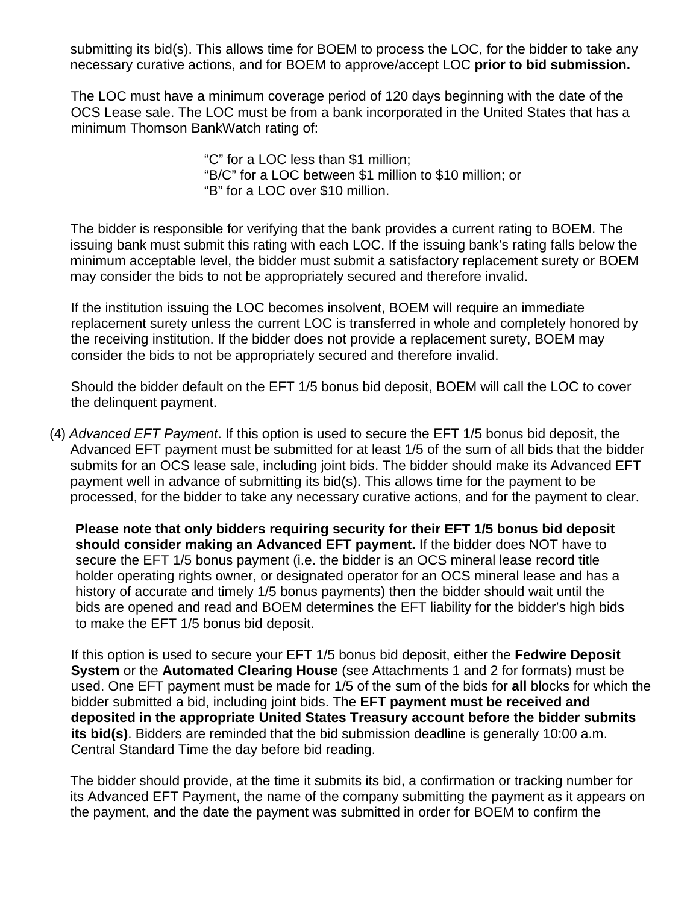submitting its bid(s). This allows time for BOEM to process the LOC, for the bidder to take any necessary curative actions, and for BOEM to approve/accept LOC **prior to bid submission.**

The LOC must have a minimum coverage period of 120 days beginning with the date of the OCS Lease sale. The LOC must be from a bank incorporated in the United States that has a minimum Thomson BankWatch rating of:

"C" for a LOC less than $1 million;
"B/C" for a LOC between $1 million to $10 million; or
"B" for a LOC over $10 million.

The bidder is responsible for verifying that the bank provides a current rating to BOEM. The issuing bank must submit this rating with each LOC. If the issuing bank's rating falls below the minimum acceptable level, the bidder must submit a satisfactory replacement surety or BOEM may consider the bids to not be appropriately secured and therefore invalid.

If the institution issuing the LOC becomes insolvent, BOEM will require an immediate replacement surety unless the current LOC is transferred in whole and completely honored by the receiving institution. If the bidder does not provide a replacement surety, BOEM may consider the bids to not be appropriately secured and therefore invalid.

Should the bidder default on the EFT 1/5 bonus bid deposit, BOEM will call the LOC to cover the delinquent payment.

(4) *Advanced EFT Payment*. If this option is used to secure the EFT 1/5 bonus bid deposit, the Advanced EFT payment must be submitted for at least 1/5 of the sum of all bids that the bidder submits for an OCS lease sale, including joint bids. The bidder should make its Advanced EFT payment well in advance of submitting its bid(s). This allows time for the payment to be processed, for the bidder to take any necessary curative actions, and for the payment to clear.

**Please note that only bidders requiring security for their EFT 1/5 bonus bid deposit should consider making an Advanced EFT payment.** If the bidder does NOT have to secure the EFT 1/5 bonus payment (i.e. the bidder is an OCS mineral lease record title holder operating rights owner, or designated operator for an OCS mineral lease and has a history of accurate and timely 1/5 bonus payments) then the bidder should wait until the bids are opened and read and BOEM determines the EFT liability for the bidder's high bids to make the EFT 1/5 bonus bid deposit.

If this option is used to secure your EFT 1/5 bonus bid deposit, either the **Fedwire Deposit System** or the **Automated Clearing House** (see Attachments 1 and 2 for formats) must be used. One EFT payment must be made for 1/5 of the sum of the bids for **all** blocks for which the bidder submitted a bid, including joint bids. The **EFT payment must be received and deposited in the appropriate United States Treasury account before the bidder submits its bid(s)**. Bidders are reminded that the bid submission deadline is generally 10:00 a.m. Central Standard Time the day before bid reading.

The bidder should provide, at the time it submits its bid, a confirmation or tracking number for its Advanced EFT Payment, the name of the company submitting the payment as it appears on the payment, and the date the payment was submitted in order for BOEM to confirm the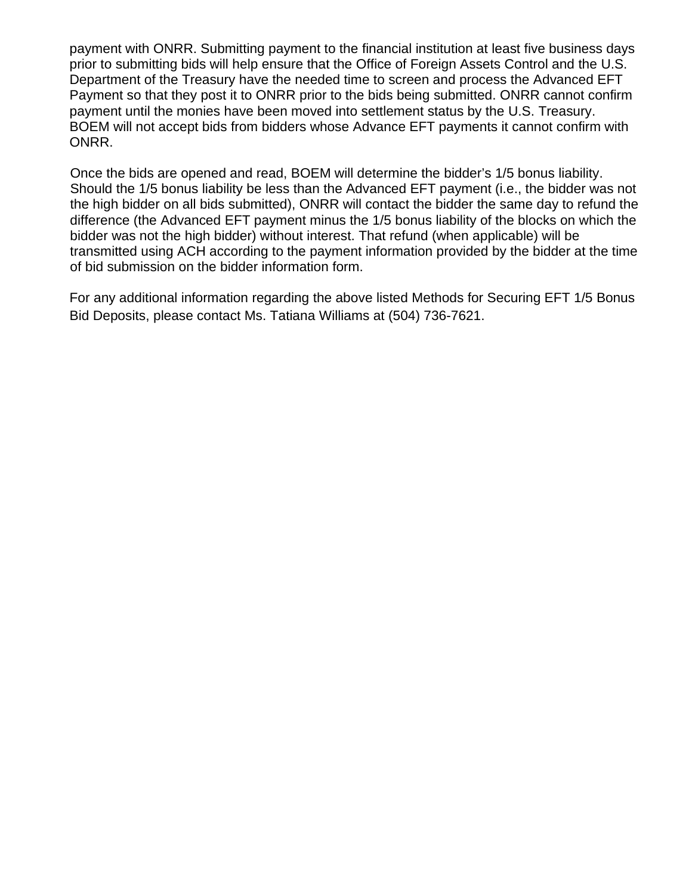payment with ONRR. Submitting payment to the financial institution at least five business days prior to submitting bids will help ensure that the Office of Foreign Assets Control and the U.S. Department of the Treasury have the needed time to screen and process the Advanced EFT Payment so that they post it to ONRR prior to the bids being submitted. ONRR cannot confirm payment until the monies have been moved into settlement status by the U.S. Treasury. BOEM will not accept bids from bidders whose Advance EFT payments it cannot confirm with ONRR.

Once the bids are opened and read, BOEM will determine the bidder's 1/5 bonus liability. Should the 1/5 bonus liability be less than the Advanced EFT payment (i.e., the bidder was not the high bidder on all bids submitted), ONRR will contact the bidder the same day to refund the difference (the Advanced EFT payment minus the 1/5 bonus liability of the blocks on which the bidder was not the high bidder) without interest. That refund (when applicable) will be transmitted using ACH according to the payment information provided by the bidder at the time of bid submission on the bidder information form.

For any additional information regarding the above listed Methods for Securing EFT 1/5 Bonus Bid Deposits, please contact Ms. Tatiana Williams at (504) 736-7621.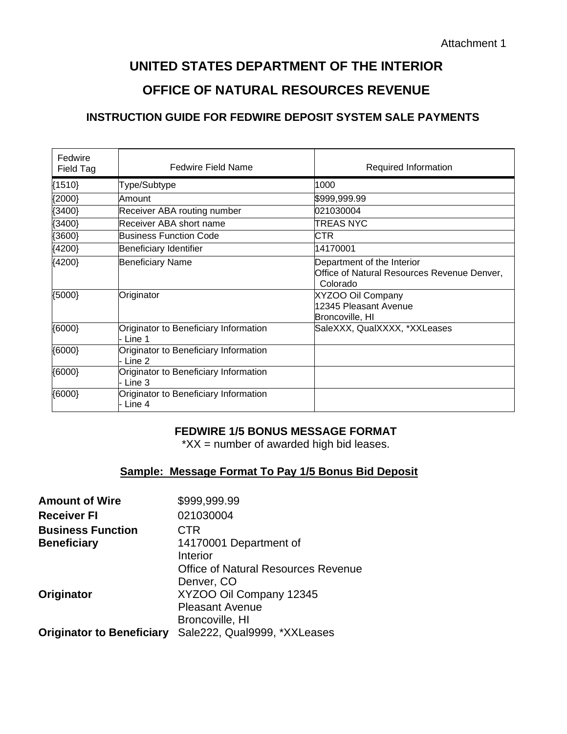Attachment 1

# UNITED STATES DEPARTMENT OF THE INTERIOR

# OFFICE OF NATURAL RESOURCES REVENUE

### INSTRUCTION GUIDE FOR FEDWIRE DEPOSIT SYSTEM SALE PAYMENTS

| Fedwire Field Tag | Fedwire Field Name | Required Information |
|---|---|---|
| {1510} | Type/Subtype | 1000 |
| {2000} | Amount | $999,999.99 |
| {3400} | Receiver ABA routing number | 021030004 |
| {3400} | Receiver ABA short name | TREAS NYC |
| {3600} | Business Function Code | CTR |
| {4200} | Beneficiary Identifier | 14170001 |
| {4200} | Beneficiary Name | Department of the Interior<br>Office of Natural Resources Revenue Denver, Colorado |
| {5000} | Originator | XYZOO Oil Company<br>12345 Pleasant Avenue<br>Broncoville, HI |
| {6000} | Originator to Beneficiary Information - Line 1 | SaleXXX, QualXXXX, *XXLeases |
| {6000} | Originator to Beneficiary Information - Line 2 | |
| {6000} | Originator to Beneficiary Information - Line 3 | |
| {6000} | Originator to Beneficiary Information - Line 4 | |

**FEDWIRE 1/5 BONUS MESSAGE FORMAT**

*XX = number of awarded high bid leases.

**<u>Sample: Message Format To Pay 1/5 Bonus Bid Deposit</u>**

| | |
|---|---|
| **Amount of Wire** | $999,999.99 |
| **Receiver FI** | 021030004 |
| **Business Function** | CTR |
| **Beneficiary** | 14170001 Department of Interior<br>Office of Natural Resources Revenue<br>Denver, CO |
| **Originator** | XYZOO Oil Company 12345<br>Pleasant Avenue<br>Broncoville, HI |
| **Originator to Beneficiary** | Sale222, Qual9999, *XXLeases |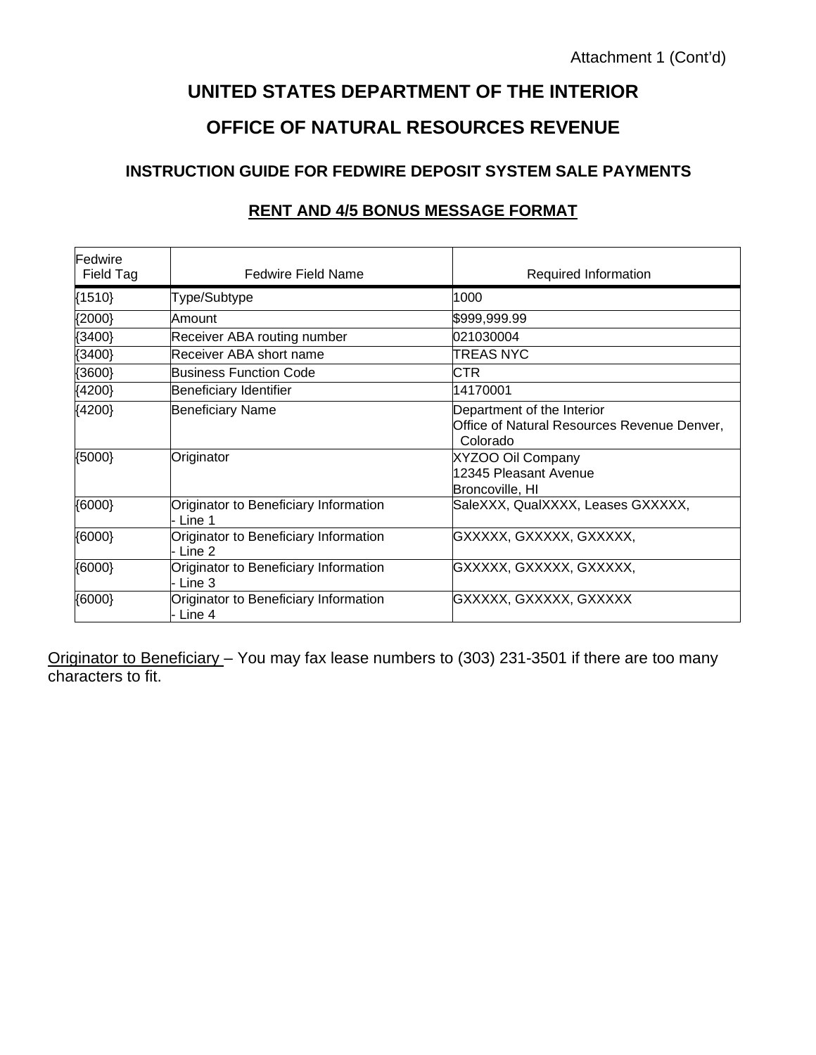Attachment 1 (Cont'd)

# UNITED STATES DEPARTMENT OF THE INTERIOR

# OFFICE OF NATURAL RESOURCES REVENUE

## INSTRUCTION GUIDE FOR FEDWIRE DEPOSIT SYSTEM SALE PAYMENTS

### RENT AND 4/5 BONUS MESSAGE FORMAT

| Fedwire Field Tag | Fedwire Field Name | Required Information |
|---|---|---|
| {1510} | Type/Subtype | 1000 |
| {2000} | Amount | $999,999.99 |
| {3400} | Receiver ABA routing number | 021030004 |
| {3400} | Receiver ABA short name | TREAS NYC |
| {3600} | Business Function Code | CTR |
| {4200} | Beneficiary Identifier | 14170001 |
| {4200} | Beneficiary Name | Department of the Interior<br>Office of Natural Resources Revenue Denver, Colorado |
| {5000} | Originator | XYZOO Oil Company<br>12345 Pleasant Avenue<br>Broncoville, HI |
| {6000} | Originator to Beneficiary Information - Line 1 | SaleXXX, QualXXXX, Leases GXXXXX, |
| {6000} | Originator to Beneficiary Information - Line 2 | GXXXXX, GXXXXX, GXXXXX, |
| {6000} | Originator to Beneficiary Information - Line 3 | GXXXXX, GXXXXX, GXXXXX, |
| {6000} | Originator to Beneficiary Information - Line 4 | GXXXXX, GXXXXX, GXXXXX |

Originator to Beneficiary – You may fax lease numbers to (303) 231-3501 if there are too many characters to fit.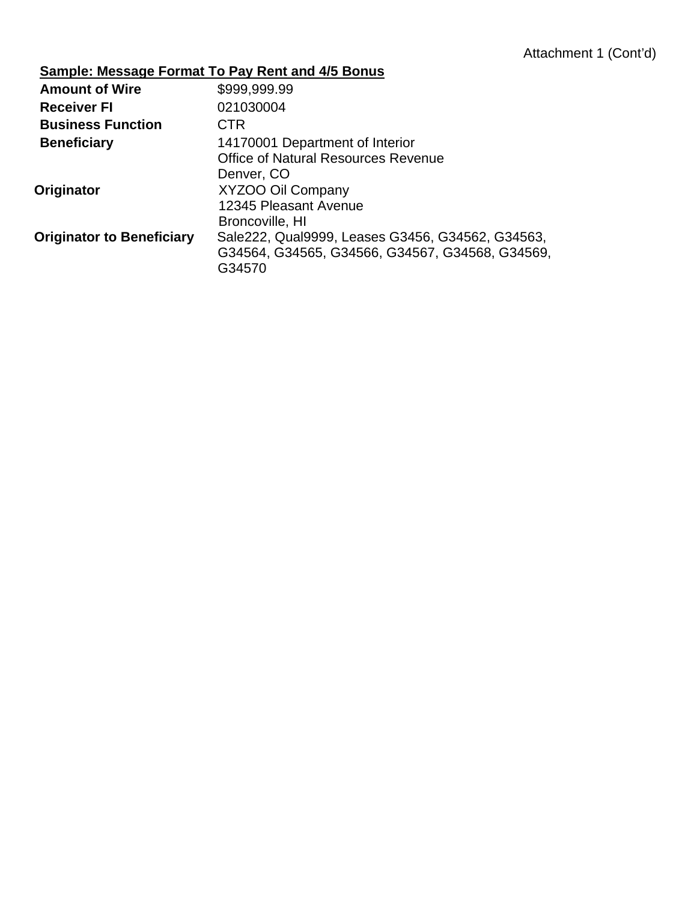Attachment 1 (Cont'd)

**Sample: Message Format To Pay Rent and 4/5 Bonus**

| | |
|---|---|
| **Amount of Wire** | $999,999.99 |
| **Receiver FI** | 021030004 |
| **Business Function** | CTR |
| **Beneficiary** | 14170001 Department of Interior<br>Office of Natural Resources Revenue<br>Denver, CO |
| **Originator** | XYZOO Oil Company<br>12345 Pleasant Avenue<br>Broncoville, HI |
| **Originator to Beneficiary** | Sale222, Qual9999, Leases G3456, G34562, G34563, G34564, G34565, G34566, G34567, G34568, G34569, G34570 |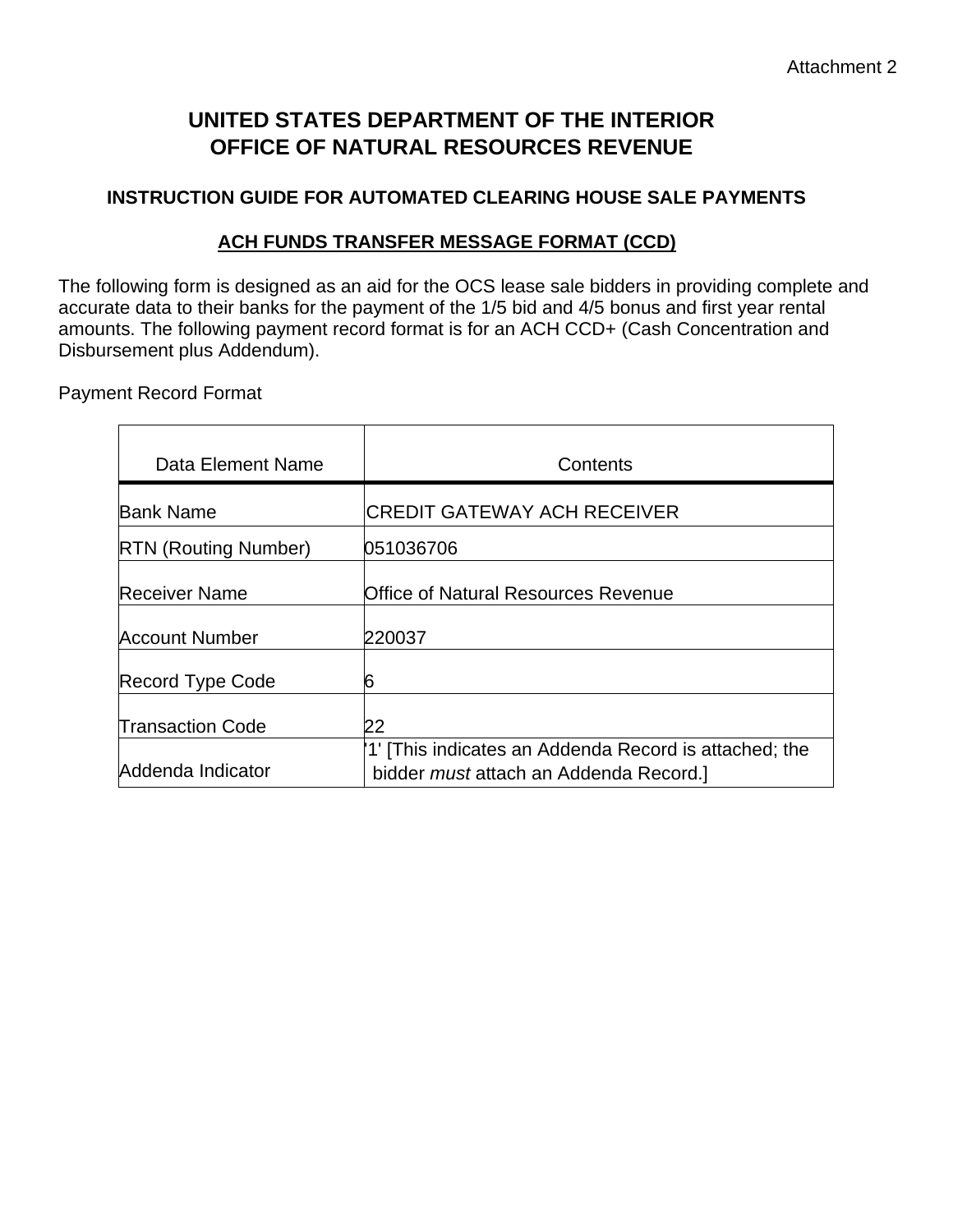Attachment 2

# UNITED STATES DEPARTMENT OF THE INTERIOR
# OFFICE OF NATURAL RESOURCES REVENUE

## INSTRUCTION GUIDE FOR AUTOMATED CLEARING HOUSE SALE PAYMENTS

### ACH FUNDS TRANSFER MESSAGE FORMAT (CCD)

The following form is designed as an aid for the OCS lease sale bidders in providing complete and accurate data to their banks for the payment of the 1/5 bid and 4/5 bonus and first year rental amounts. The following payment record format is for an ACH CCD+ (Cash Concentration and Disbursement plus Addendum).

Payment Record Format

| Data Element Name | Contents |
|---|---|
| Bank Name | CREDIT GATEWAY ACH RECEIVER |
| RTN (Routing Number) | 051036706 |
| Receiver Name | Office of Natural Resources Revenue |
| Account Number | 220037 |
| Record Type Code | 6 |
| Transaction Code | 22 |
| Addenda Indicator | '1' [This indicates an Addenda Record is attached; the bidder *must* attach an Addenda Record.] |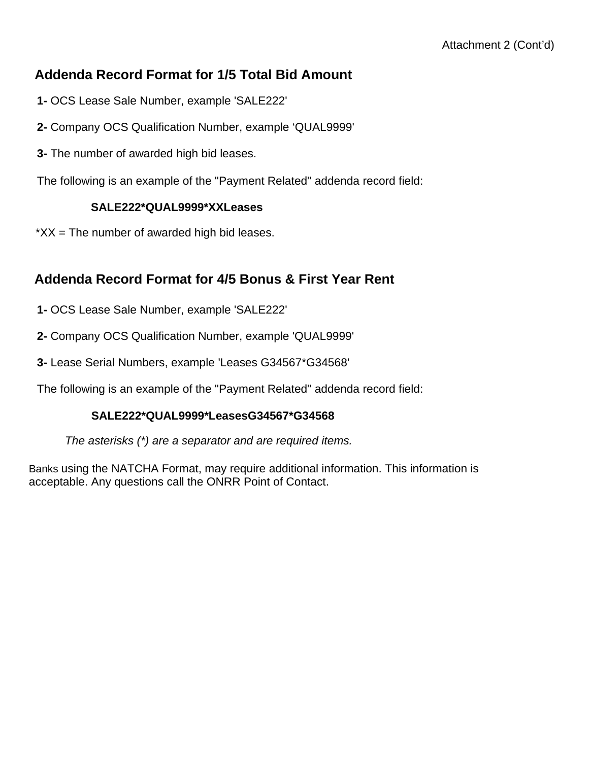Attachment 2 (Cont'd)

## Addenda Record Format for 1/5 Total Bid Amount

**1-** OCS Lease Sale Number, example 'SALE222'

**2-** Company OCS Qualification Number, example 'QUAL9999'

**3-** The number of awarded high bid leases.

The following is an example of the "Payment Related" addenda record field:

**SALE222*QUAL9999*XXLeases**

*XX = The number of awarded high bid leases.

## Addenda Record Format for 4/5 Bonus & First Year Rent

**1-** OCS Lease Sale Number, example 'SALE222'

**2-** Company OCS Qualification Number, example 'QUAL9999'

**3-** Lease Serial Numbers, example 'Leases G34567*G34568'

The following is an example of the "Payment Related" addenda record field:

**SALE222*QUAL9999*LeasesG34567*G34568**

*The asterisks (*) are a separator and are required items.*

Banks using the NATCHA Format, may require additional information. This information is acceptable. Any questions call the ONRR Point of Contact.